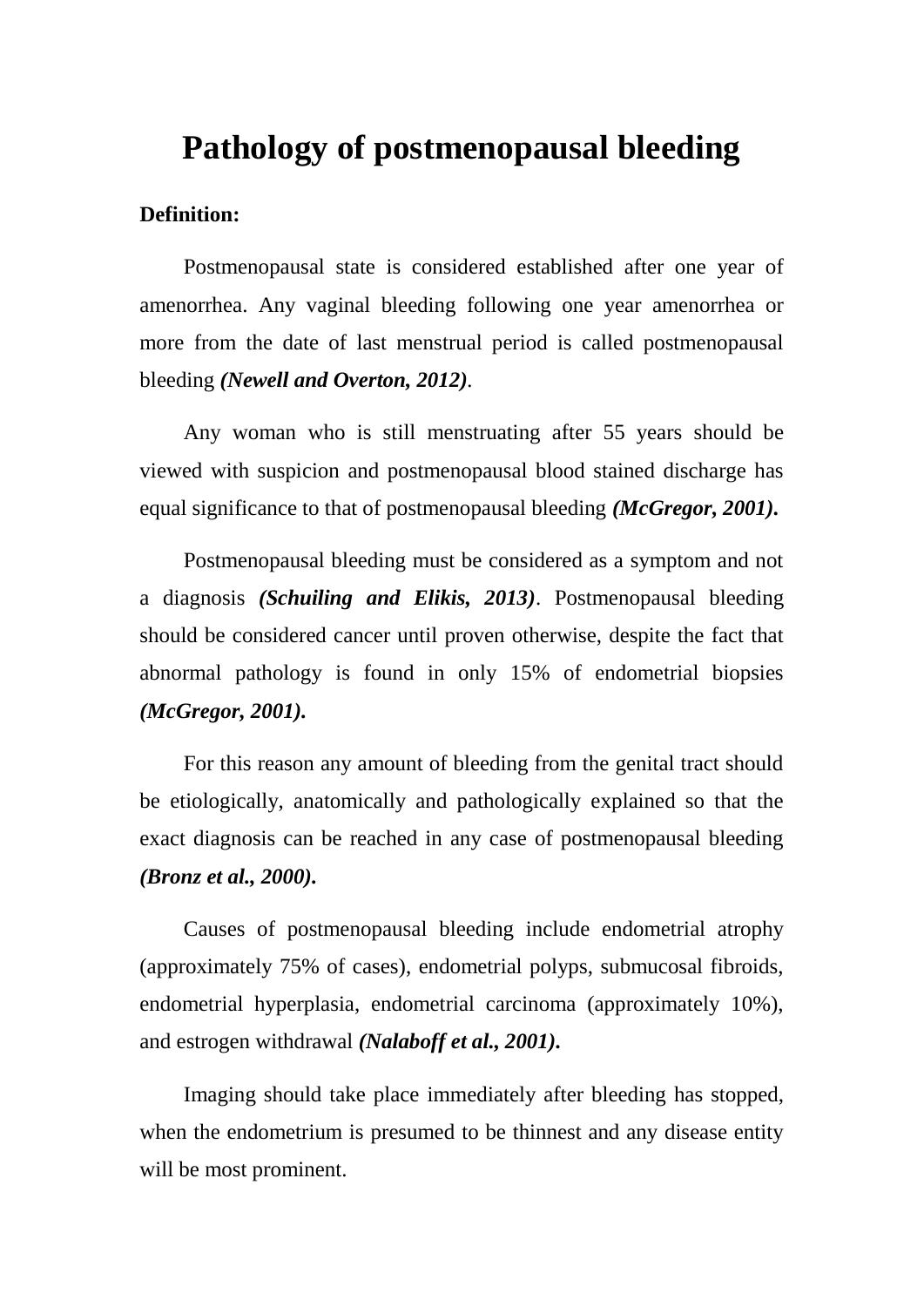# Pathology of postmenopausal bleeding

**Definition:**

Postmenopausal state is considered established after one year of amenorrhea. Any vaginal bleeding following one year amenorrhea or more from the date of last menstrual period is called postmenopausal bleeding ***(Newell and Overton, 2012)***.

Any woman who is still menstruating after 55 years should be viewed with suspicion and postmenopausal blood stained discharge has equal significance to that of postmenopausal bleeding ***(McGregor, 2001).***

Postmenopausal bleeding must be considered as a symptom and not a diagnosis ***(Schuiling and Elikis, 2013)***. Postmenopausal bleeding should be considered cancer until proven otherwise, despite the fact that abnormal pathology is found in only 15% of endometrial biopsies ***(McGregor, 2001).***

For this reason any amount of bleeding from the genital tract should be etiologically, anatomically and pathologically explained so that the exact diagnosis can be reached in any case of postmenopausal bleeding ***(Bronz et al., 2000).***

Causes of postmenopausal bleeding include endometrial atrophy (approximately 75% of cases), endometrial polyps, submucosal fibroids, endometrial hyperplasia, endometrial carcinoma (approximately 10%), and estrogen withdrawal ***(Nalaboff et al., 2001).***

Imaging should take place immediately after bleeding has stopped, when the endometrium is presumed to be thinnest and any disease entity will be most prominent.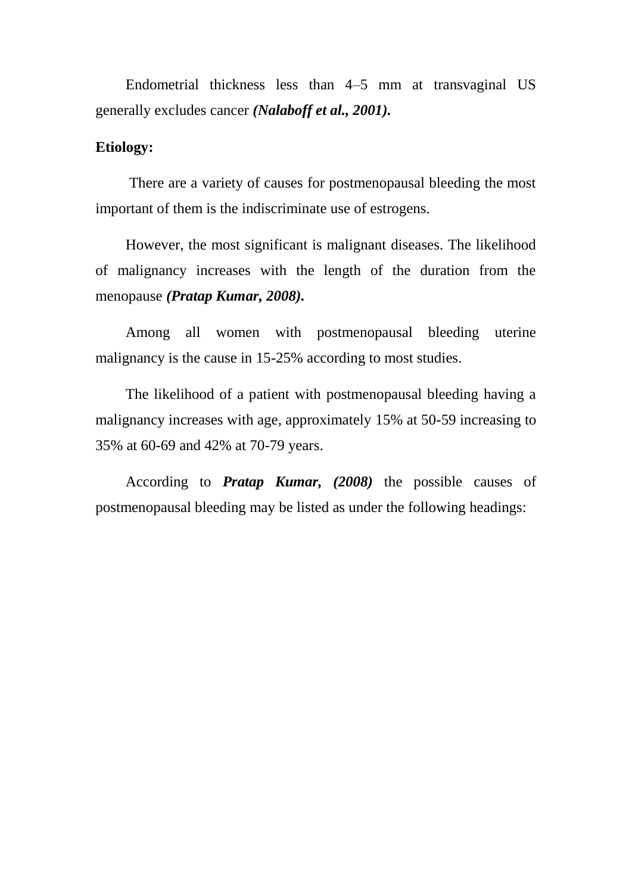Endometrial thickness less than 4–5 mm at transvaginal US generally excludes cancer ***(Nalaboff et al., 2001).***

**Etiology:**

There are a variety of causes for postmenopausal bleeding the most important of them is the indiscriminate use of estrogens.

However, the most significant is malignant diseases. The likelihood of malignancy increases with the length of the duration from the menopause ***(Pratap Kumar, 2008).***

Among all women with postmenopausal bleeding uterine malignancy is the cause in 15-25% according to most studies.

The likelihood of a patient with postmenopausal bleeding having a malignancy increases with age, approximately 15% at 50-59 increasing to 35% at 60-69 and 42% at 70-79 years.

According to ***Pratap Kumar, (2008)*** the possible causes of postmenopausal bleeding may be listed as under the following headings: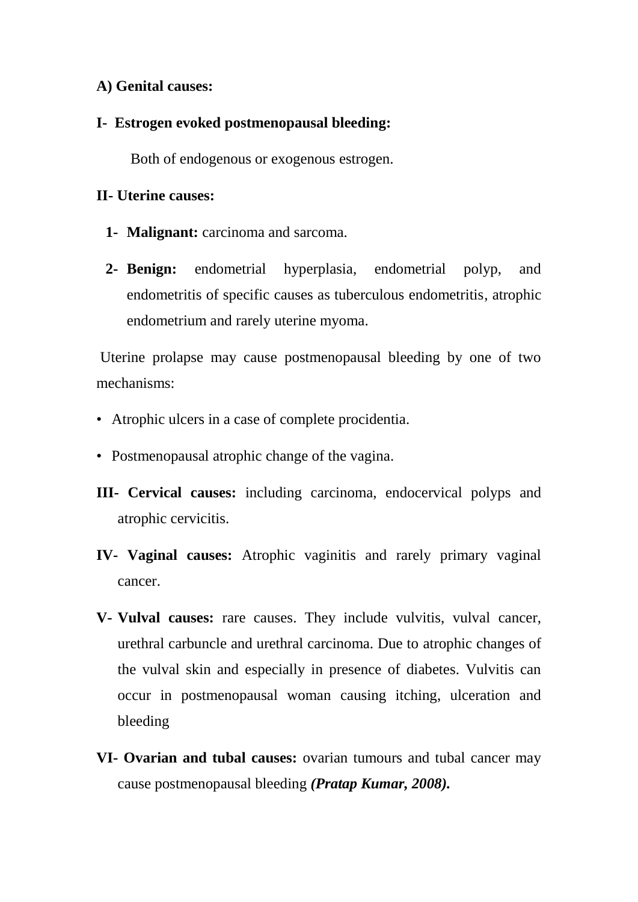**A) Genital causes:**

**I- Estrogen evoked postmenopausal bleeding:**

Both of endogenous or exogenous estrogen.

**II- Uterine causes:**

1- **Malignant:** carcinoma and sarcoma.

2- **Benign:** endometrial hyperplasia, endometrial polyp, and endometritis of specific causes as tuberculous endometritis, atrophic endometrium and rarely uterine myoma.

Uterine prolapse may cause postmenopausal bleeding by one of two mechanisms:

- Atrophic ulcers in a case of complete procidentia.
- Postmenopausal atrophic change of the vagina.

**III- Cervical causes:** including carcinoma, endocervical polyps and atrophic cervicitis.

**IV- Vaginal causes:** Atrophic vaginitis and rarely primary vaginal cancer.

**V- Vulval causes:** rare causes. They include vulvitis, vulval cancer, urethral carbuncle and urethral carcinoma. Due to atrophic changes of the vulval skin and especially in presence of diabetes. Vulvitis can occur in postmenopausal woman causing itching, ulceration and bleeding

**VI- Ovarian and tubal causes:** ovarian tumours and tubal cancer may cause postmenopausal bleeding ***(Pratap Kumar, 2008).***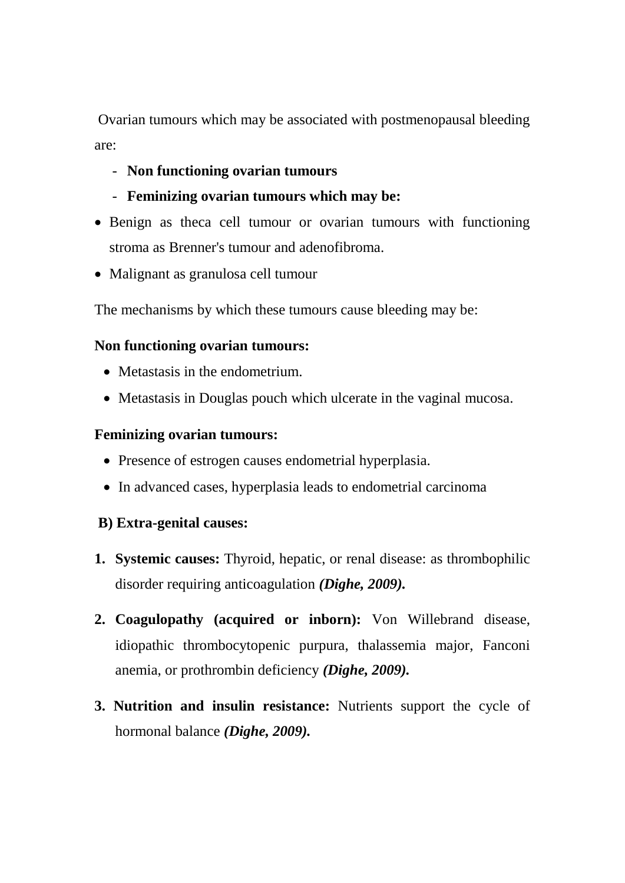Ovarian tumours which may be associated with postmenopausal bleeding are:

- **Non functioning ovarian tumours**
- **Feminizing ovarian tumours which may be:**

- Benign as theca cell tumour or ovarian tumours with functioning stroma as Brenner's tumour and adenofibroma.
- Malignant as granulosa cell tumour

The mechanisms by which these tumours cause bleeding may be:

**Non functioning ovarian tumours:**

- Metastasis in the endometrium.
- Metastasis in Douglas pouch which ulcerate in the vaginal mucosa.

**Feminizing ovarian tumours:**

- Presence of estrogen causes endometrial hyperplasia.
- In advanced cases, hyperplasia leads to endometrial carcinoma

**B) Extra-genital causes:**

1. **Systemic causes:** Thyroid, hepatic, or renal disease: as thrombophilic disorder requiring anticoagulation ***(Dighe, 2009).***
2. **Coagulopathy (acquired or inborn):** Von Willebrand disease, idiopathic thrombocytopenic purpura, thalassemia major, Fanconi anemia, or prothrombin deficiency ***(Dighe, 2009).***
3. **Nutrition and insulin resistance:** Nutrients support the cycle of hormonal balance ***(Dighe, 2009).***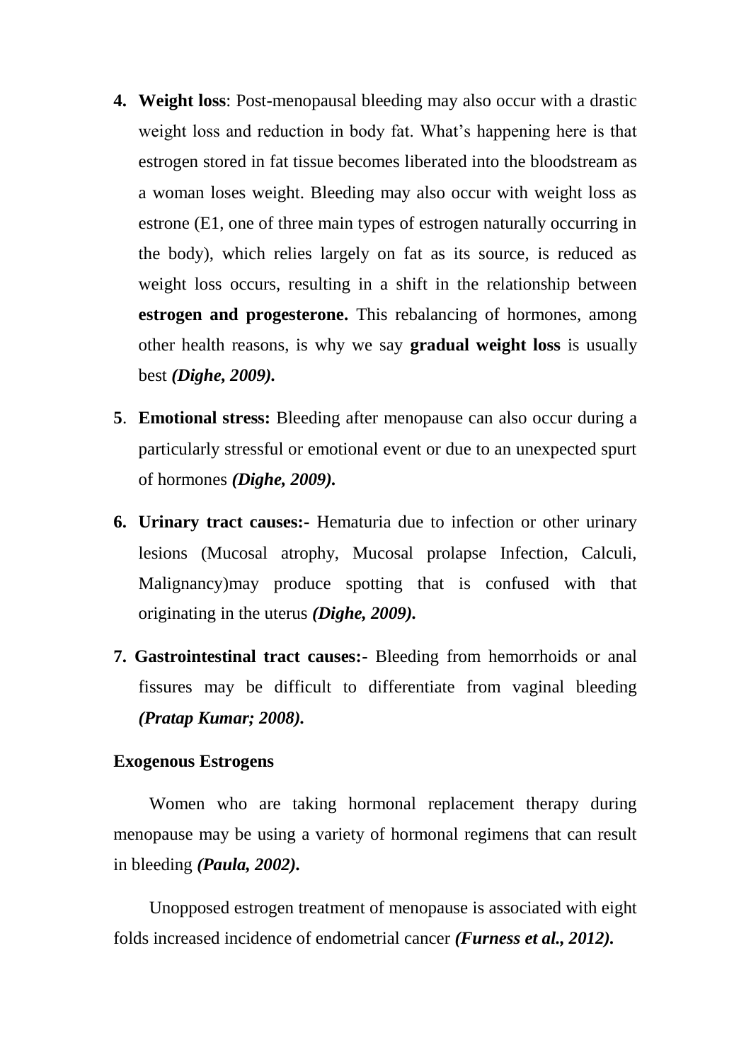4. **Weight loss**: Post-menopausal bleeding may also occur with a drastic weight loss and reduction in body fat. What's happening here is that estrogen stored in fat tissue becomes liberated into the bloodstream as a woman loses weight. Bleeding may also occur with weight loss as estrone (E1, one of three main types of estrogen naturally occurring in the body), which relies largely on fat as its source, is reduced as weight loss occurs, resulting in a shift in the relationship between **estrogen and progesterone.** This rebalancing of hormones, among other health reasons, is why we say **gradual weight loss** is usually best ***(Dighe, 2009).***

5. **Emotional stress:** Bleeding after menopause can also occur during a particularly stressful or emotional event or due to an unexpected spurt of hormones ***(Dighe, 2009).***

6. **Urinary tract causes:-** Hematuria due to infection or other urinary lesions (Mucosal atrophy, Mucosal prolapse Infection, Calculi, Malignancy)may produce spotting that is confused with that originating in the uterus ***(Dighe, 2009).***

7. **Gastrointestinal tract causes:-** Bleeding from hemorrhoids or anal fissures may be difficult to differentiate from vaginal bleeding ***(Pratap Kumar; 2008).***

**Exogenous Estrogens**

Women who are taking hormonal replacement therapy during menopause may be using a variety of hormonal regimens that can result in bleeding ***(Paula, 2002).***

Unopposed estrogen treatment of menopause is associated with eight folds increased incidence of endometrial cancer ***(Furness et al., 2012).***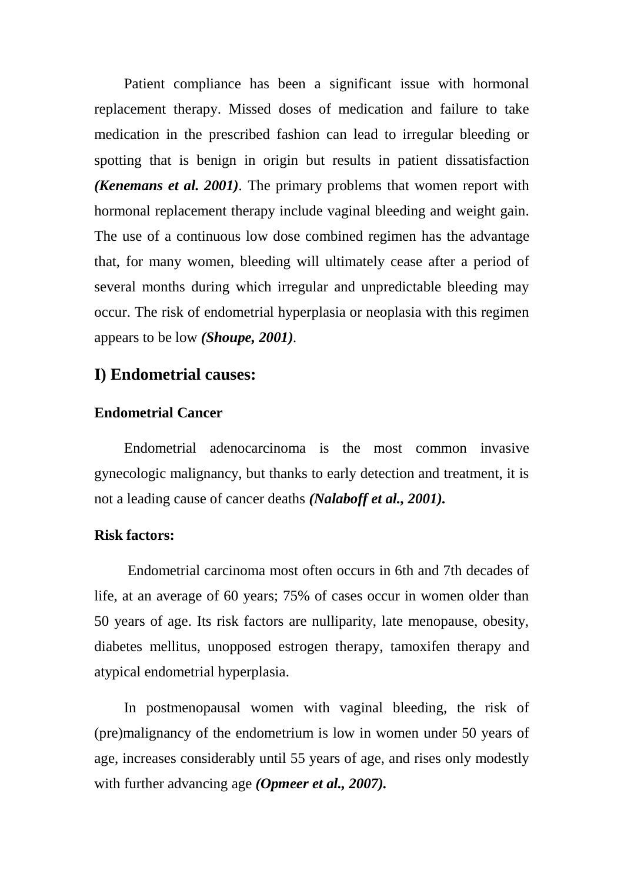Patient compliance has been a significant issue with hormonal replacement therapy. Missed doses of medication and failure to take medication in the prescribed fashion can lead to irregular bleeding or spotting that is benign in origin but results in patient dissatisfaction ***(Kenemans et al. 2001)***. The primary problems that women report with hormonal replacement therapy include vaginal bleeding and weight gain. The use of a continuous low dose combined regimen has the advantage that, for many women, bleeding will ultimately cease after a period of several months during which irregular and unpredictable bleeding may occur. The risk of endometrial hyperplasia or neoplasia with this regimen appears to be low ***(Shoupe, 2001)***.

## I) Endometrial causes:

### Endometrial Cancer

Endometrial adenocarcinoma is the most common invasive gynecologic malignancy, but thanks to early detection and treatment, it is not a leading cause of cancer deaths ***(Nalaboff et al., 2001).***

### Risk factors:

Endometrial carcinoma most often occurs in 6th and 7th decades of life, at an average of 60 years; 75% of cases occur in women older than 50 years of age. Its risk factors are nulliparity, late menopause, obesity, diabetes mellitus, unopposed estrogen therapy, tamoxifen therapy and atypical endometrial hyperplasia.

In postmenopausal women with vaginal bleeding, the risk of (pre)malignancy of the endometrium is low in women under 50 years of age, increases considerably until 55 years of age, and rises only modestly with further advancing age ***(Opmeer et al., 2007).***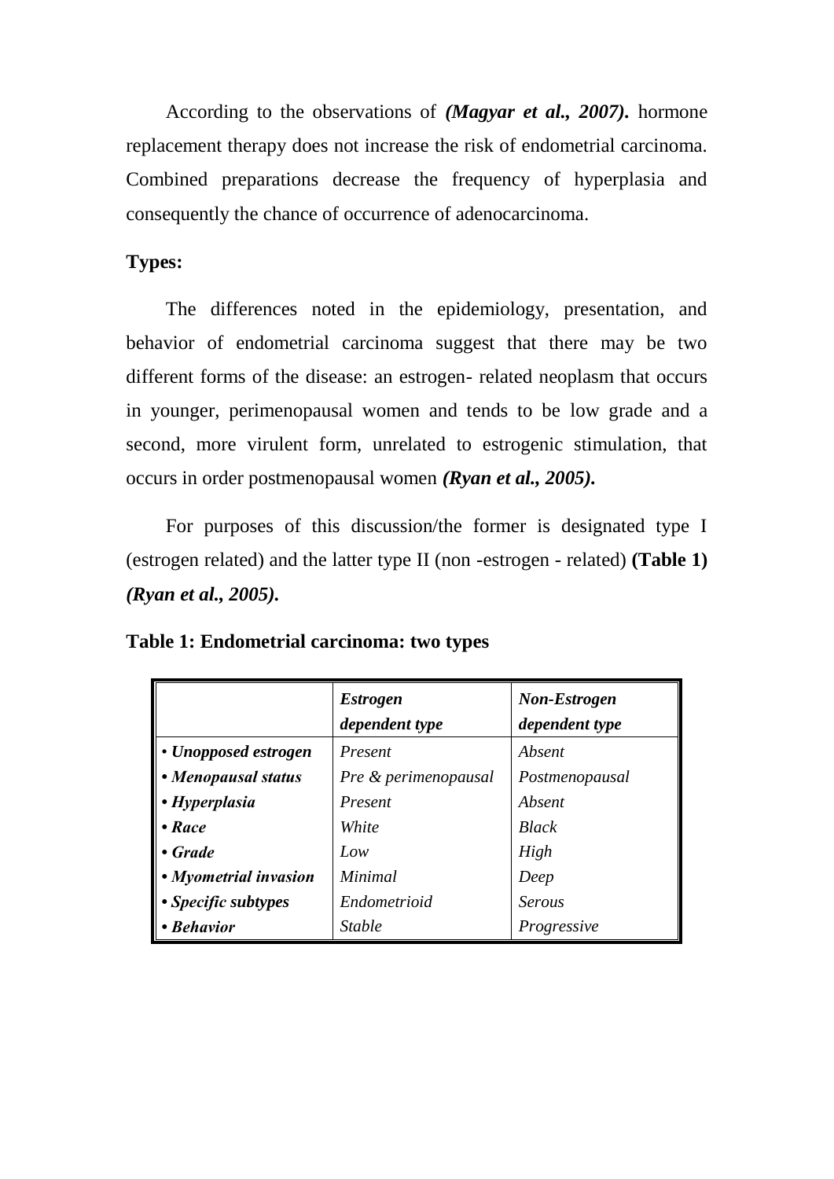According to the observations of ***(Magyar et al., 2007).*** hormone replacement therapy does not increase the risk of endometrial carcinoma. Combined preparations decrease the frequency of hyperplasia and consequently the chance of occurrence of adenocarcinoma.

**Types:**

The differences noted in the epidemiology, presentation, and behavior of endometrial carcinoma suggest that there may be two different forms of the disease: an estrogen- related neoplasm that occurs in younger, perimenopausal women and tends to be low grade and a second, more virulent form, unrelated to estrogenic stimulation, that occurs in order postmenopausal women ***(Ryan et al., 2005).***

For purposes of this discussion/the former is designated type I (estrogen related) and the latter type II (non -estrogen - related) **(Table 1)** ***(Ryan et al., 2005).***

**Table 1: Endometrial carcinoma: two types**

| | ***Estrogen dependent type*** | ***Non-Estrogen dependent type*** |
|---|---|---|
| • ***Unopposed estrogen*** | *Present* | *Absent* |
| • ***Menopausal status*** | *Pre & perimenopausal* | *Postmenopausal* |
| • ***Hyperplasia*** | *Present* | *Absent* |
| • ***Race*** | *White* | *Black* |
| • ***Grade*** | *Low* | *High* |
| • ***Myometrial invasion*** | *Minimal* | *Deep* |
| • ***Specific subtypes*** | *Endometrioid* | *Serous* |
| • ***Behavior*** | *Stable* | *Progressive* |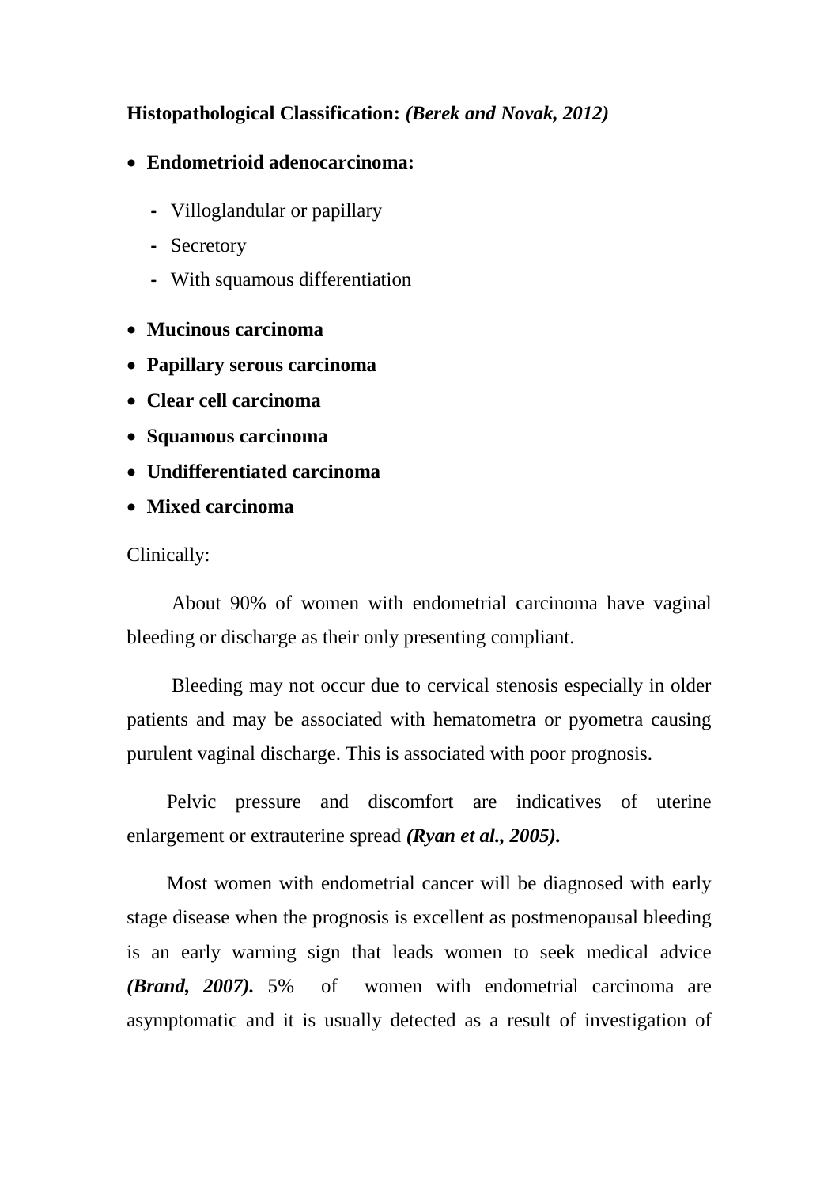**Histopathological Classification:** ***(Berek and Novak, 2012)***

- **Endometrioid adenocarcinoma:**
  - Villoglandular or papillary
  - Secretory
  - With squamous differentiation
- **Mucinous carcinoma**
- **Papillary serous carcinoma**
- **Clear cell carcinoma**
- **Squamous carcinoma**
- **Undifferentiated carcinoma**
- **Mixed carcinoma**

Clinically:

About 90% of women with endometrial carcinoma have vaginal bleeding or discharge as their only presenting compliant.

Bleeding may not occur due to cervical stenosis especially in older patients and may be associated with hematometra or pyometra causing purulent vaginal discharge. This is associated with poor prognosis.

Pelvic pressure and discomfort are indicatives of uterine enlargement or extrauterine spread ***(Ryan et al., 2005).***

Most women with endometrial cancer will be diagnosed with early stage disease when the prognosis is excellent as postmenopausal bleeding is an early warning sign that leads women to seek medical advice ***(Brand, 2007).*** 5% of women with endometrial carcinoma are asymptomatic and it is usually detected as a result of investigation of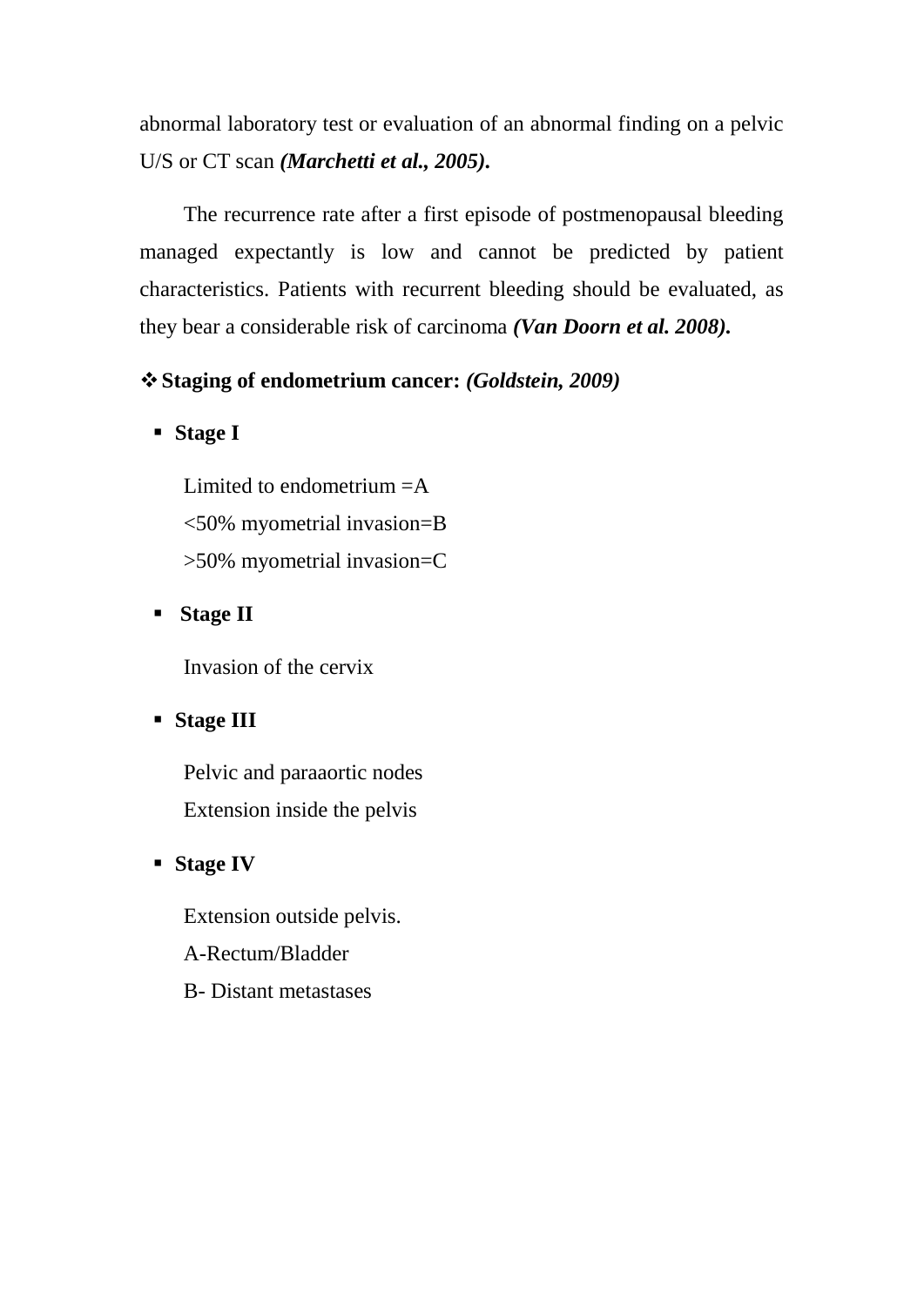abnormal laboratory test or evaluation of an abnormal finding on a pelvic U/S or CT scan ***(Marchetti et al., 2005)*.**

The recurrence rate after a first episode of postmenopausal bleeding managed expectantly is low and cannot be predicted by patient characteristics. Patients with recurrent bleeding should be evaluated, as they bear a considerable risk of carcinoma ***(Van Doorn et al. 2008)*.**

- **Staging of endometrium cancer:** ***(Goldstein, 2009)***

  - **Stage I**

    Limited to endometrium =A
    <50% myometrial invasion=B
    >50% myometrial invasion=C

  - **Stage II**

    Invasion of the cervix

  - **Stage III**

    Pelvic and paraaortic nodes
    Extension inside the pelvis

  - **Stage IV**

    Extension outside pelvis.
    A-Rectum/Bladder
    B- Distant metastases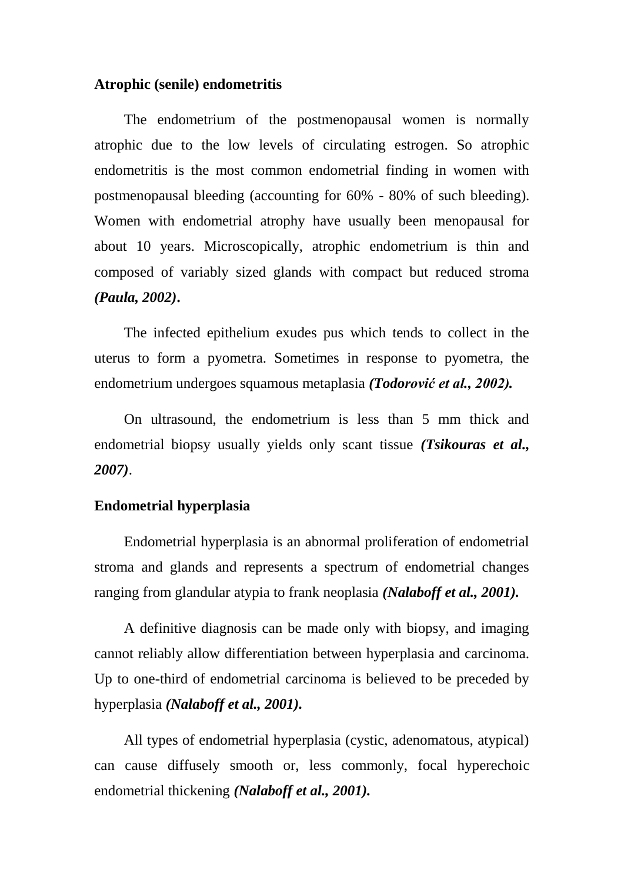**Atrophic (senile) endometritis**

The endometrium of the postmenopausal women is normally atrophic due to the low levels of circulating estrogen. So atrophic endometritis is the most common endometrial finding in women with postmenopausal bleeding (accounting for 60% - 80% of such bleeding). Women with endometrial atrophy have usually been menopausal for about 10 years. Microscopically, atrophic endometrium is thin and composed of variably sized glands with compact but reduced stroma ***(Paula, 2002)*.**

The infected epithelium exudes pus which tends to collect in the uterus to form a pyometra. Sometimes in response to pyometra, the endometrium undergoes squamous metaplasia ***(Todorović et al., 2002).***

On ultrasound, the endometrium is less than 5 mm thick and endometrial biopsy usually yields only scant tissue ***(Tsikouras et al., 2007)***.

**Endometrial hyperplasia**

Endometrial hyperplasia is an abnormal proliferation of endometrial stroma and glands and represents a spectrum of endometrial changes ranging from glandular atypia to frank neoplasia ***(Nalaboff et al., 2001).***

A definitive diagnosis can be made only with biopsy, and imaging cannot reliably allow differentiation between hyperplasia and carcinoma. Up to one-third of endometrial carcinoma is believed to be preceded by hyperplasia ***(Nalaboff et al., 2001).***

All types of endometrial hyperplasia (cystic, adenomatous, atypical) can cause diffusely smooth or, less commonly, focal hyperechoic endometrial thickening ***(Nalaboff et al., 2001).***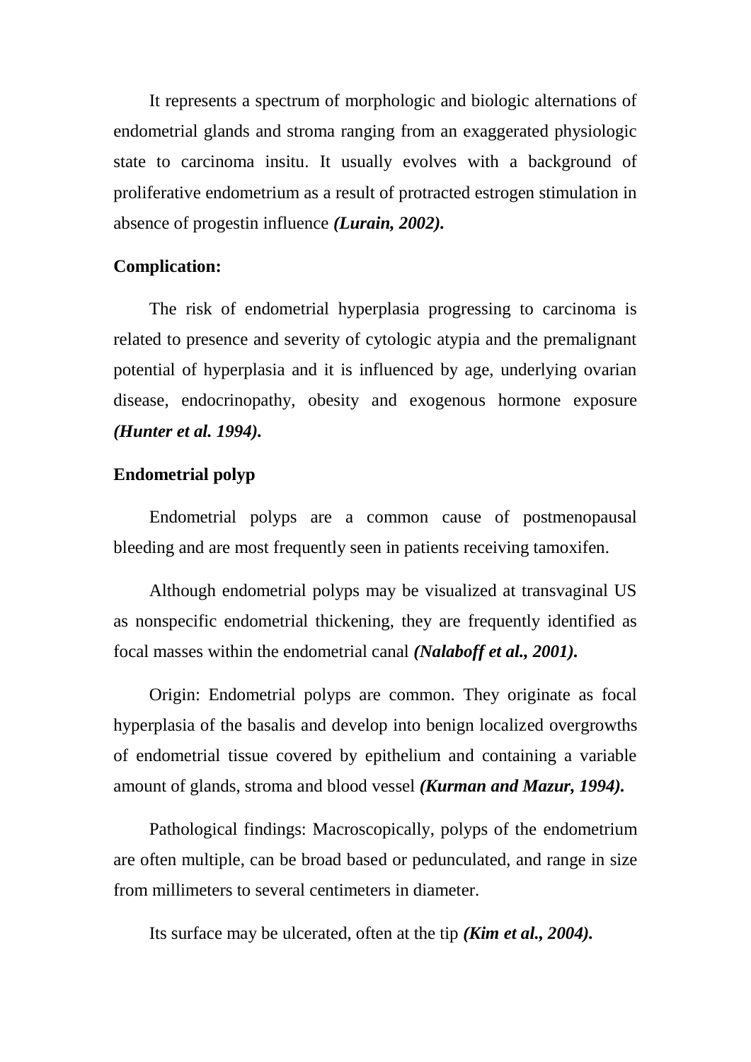It represents a spectrum of morphologic and biologic alternations of endometrial glands and stroma ranging from an exaggerated physiologic state to carcinoma insitu. It usually evolves with a background of proliferative endometrium as a result of protracted estrogen stimulation in absence of progestin influence ***(Lurain, 2002).***

**Complication:**

The risk of endometrial hyperplasia progressing to carcinoma is related to presence and severity of cytologic atypia and the premalignant potential of hyperplasia and it is influenced by age, underlying ovarian disease, endocrinopathy, obesity and exogenous hormone exposure ***(Hunter et al. 1994).***

**Endometrial polyp**

Endometrial polyps are a common cause of postmenopausal bleeding and are most frequently seen in patients receiving tamoxifen.

Although endometrial polyps may be visualized at transvaginal US as nonspecific endometrial thickening, they are frequently identified as focal masses within the endometrial canal ***(Nalaboff et al., 2001).***

Origin: Endometrial polyps are common. They originate as focal hyperplasia of the basalis and develop into benign localized overgrowths of endometrial tissue covered by epithelium and containing a variable amount of glands, stroma and blood vessel ***(Kurman and Mazur, 1994).***

Pathological findings: Macroscopically, polyps of the endometrium are often multiple, can be broad based or pedunculated, and range in size from millimeters to several centimeters in diameter.

Its surface may be ulcerated, often at the tip ***(Kim et al., 2004).***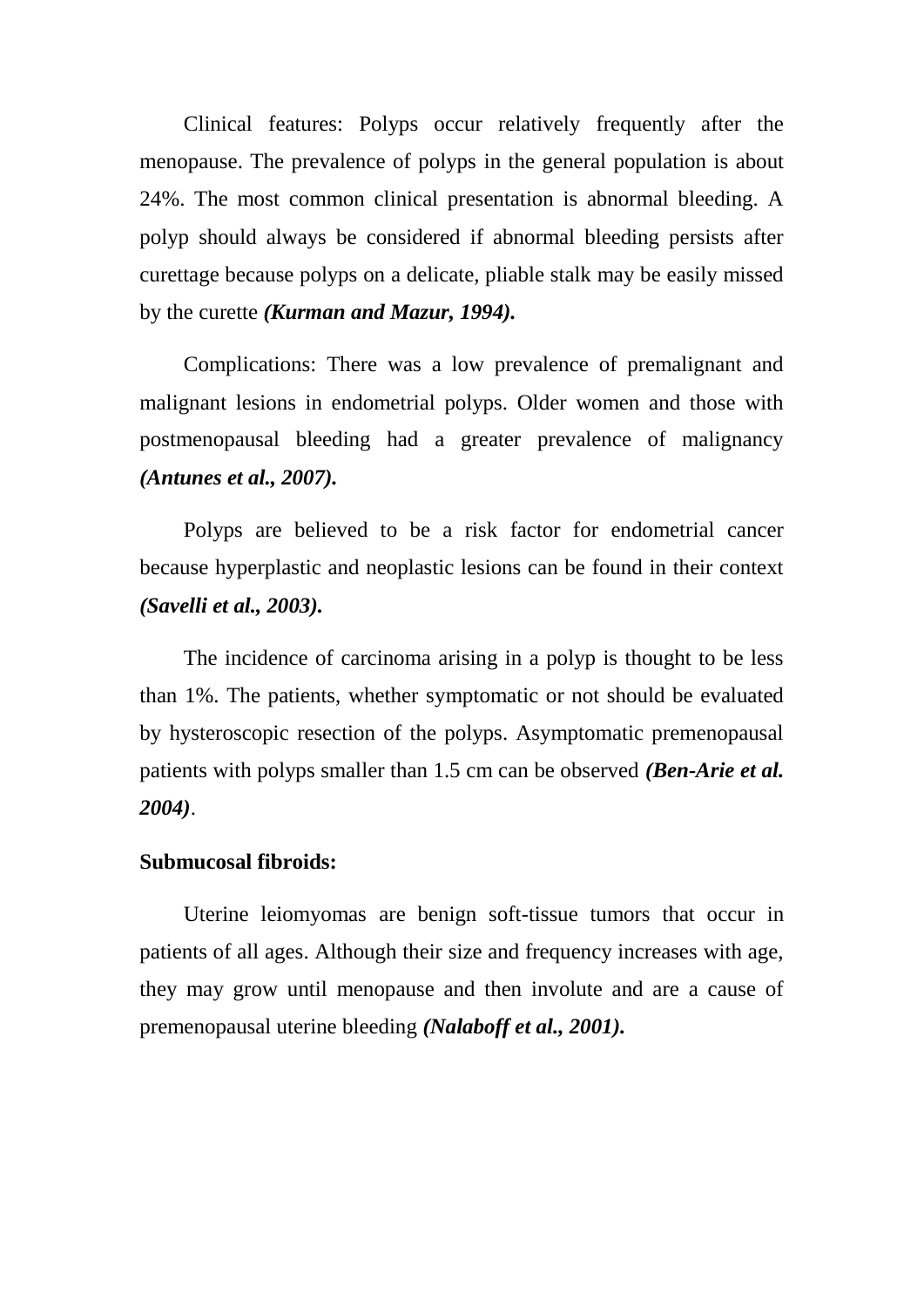Clinical features: Polyps occur relatively frequently after the menopause. The prevalence of polyps in the general population is about 24%. The most common clinical presentation is abnormal bleeding. A polyp should always be considered if abnormal bleeding persists after curettage because polyps on a delicate, pliable stalk may be easily missed by the curette ***(Kurman and Mazur, 1994).***

Complications: There was a low prevalence of premalignant and malignant lesions in endometrial polyps. Older women and those with postmenopausal bleeding had a greater prevalence of malignancy ***(Antunes et al., 2007).***

Polyps are believed to be a risk factor for endometrial cancer because hyperplastic and neoplastic lesions can be found in their context ***(Savelli et al., 2003).***

The incidence of carcinoma arising in a polyp is thought to be less than 1%. The patients, whether symptomatic or not should be evaluated by hysteroscopic resection of the polyps. Asymptomatic premenopausal patients with polyps smaller than 1.5 cm can be observed ***(Ben-Arie et al. 2004)***.

**Submucosal fibroids:**

Uterine leiomyomas are benign soft-tissue tumors that occur in patients of all ages. Although their size and frequency increases with age, they may grow until menopause and then involute and are a cause of premenopausal uterine bleeding ***(Nalaboff et al., 2001).***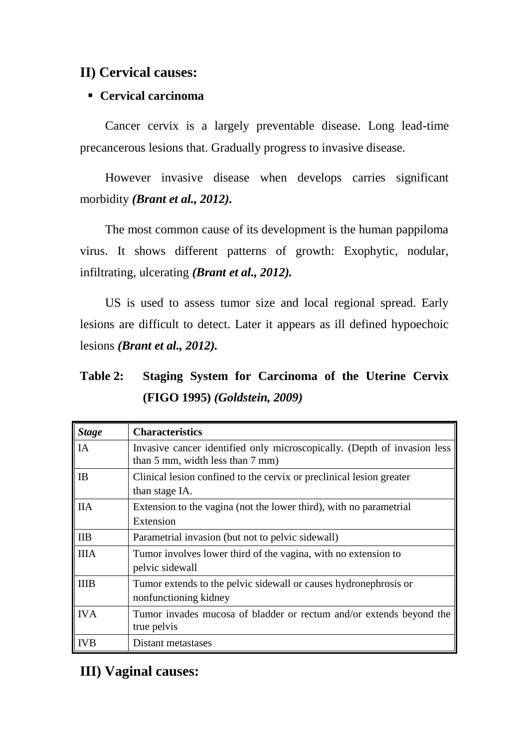## II) Cervical causes:

- **Cervical carcinoma**

Cancer cervix is a largely preventable disease. Long lead-time precancerous lesions that. Gradually progress to invasive disease.

However invasive disease when develops carries significant morbidity ***(Brant et al., 2012)***.

The most common cause of its development is the human pappiloma virus. It shows different patterns of growth: Exophytic, nodular, infiltrating, ulcerating ***(Brant et al., 2012).***

US is used to assess tumor size and local regional spread. Early lesions are difficult to detect. Later it appears as ill defined hypoechoic lesions ***(Brant et al., 2012)***.

**Table 2: Staging System for Carcinoma of the Uterine Cervix (FIGO 1995)** ***(Goldstein, 2009)***

| ***Stage*** | **Characteristics** |
|---|---|
| IA | Invasive cancer identified only microscopically. (Depth of invasion less than 5 mm, width less than 7 mm) |
| IB | Clinical lesion confined to the cervix or preclinical lesion greater than stage IA. |
| IIA | Extension to the vagina (not the lower third), with no parametrial Extension |
| IIB | Parametrial invasion (but not to pelvic sidewall) |
| IIIA | Tumor involves lower third of the vagina, with no extension to pelvic sidewall |
| IIIB | Tumor extends to the pelvic sidewall or causes hydronephrosis or nonfunctioning kidney |
| IVA | Tumor invades mucosa of bladder or rectum and/or extends beyond the true pelvis |
| IVB | Distant metastases |

## III) Vaginal causes: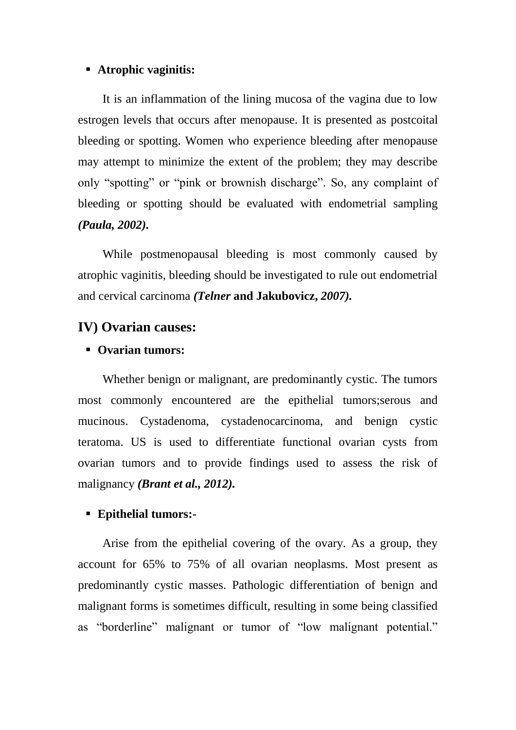- **Atrophic vaginitis:**

It is an inflammation of the lining mucosa of the vagina due to low estrogen levels that occurs after menopause. It is presented as postcoital bleeding or spotting. Women who experience bleeding after menopause may attempt to minimize the extent of the problem; they may describe only "spotting" or "pink or brownish discharge". So, any complaint of bleeding or spotting should be evaluated with endometrial sampling ***(Paula, 2002).***

While postmenopausal bleeding is most commonly caused by atrophic vaginitis, bleeding should be investigated to rule out endometrial and cervical carcinoma ***(Telner* and Jakubovicz, *2007).***

## IV) Ovarian causes:

- **Ovarian tumors:**

Whether benign or malignant, are predominantly cystic. The tumors most commonly encountered are the epithelial tumors;serous and mucinous. Cystadenoma, cystadenocarcinoma, and benign cystic teratoma. US is used to differentiate functional ovarian cysts from ovarian tumors and to provide findings used to assess the risk of malignancy ***(Brant et al., 2012).***

- **Epithelial tumors:-**

Arise from the epithelial covering of the ovary. As a group, they account for 65% to 75% of all ovarian neoplasms. Most present as predominantly cystic masses. Pathologic differentiation of benign and malignant forms is sometimes difficult, resulting in some being classified as "borderline" malignant or tumor of "low malignant potential."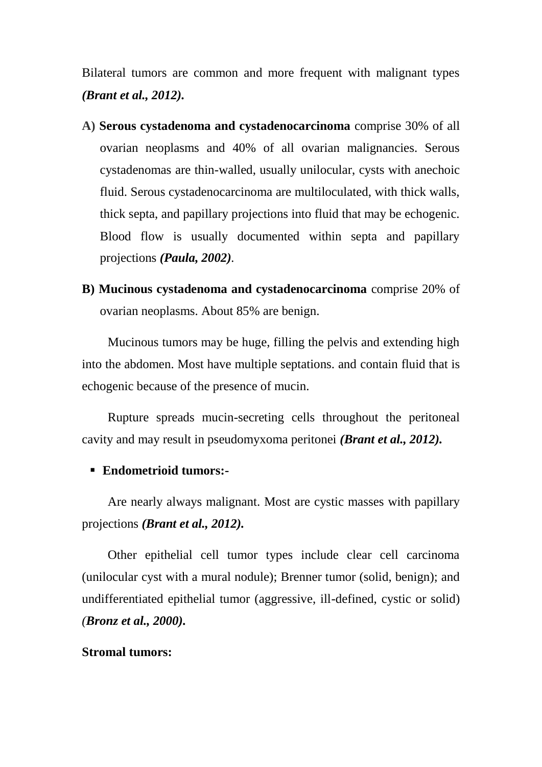Bilateral tumors are common and more frequent with malignant types ***(Brant et al., 2012).***

**A) Serous cystadenoma and cystadenocarcinoma** comprise 30% of all ovarian neoplasms and 40% of all ovarian malignancies. Serous cystadenomas are thin-walled, usually unilocular, cysts with anechoic fluid. Serous cystadenocarcinoma are multiloculated, with thick walls, thick septa, and papillary projections into fluid that may be echogenic. Blood flow is usually documented within septa and papillary projections ***(Paula, 2002)***.

**B) Mucinous cystadenoma and cystadenocarcinoma** comprise 20% of ovarian neoplasms. About 85% are benign.

Mucinous tumors may be huge, filling the pelvis and extending high into the abdomen. Most have multiple septations. and contain fluid that is echogenic because of the presence of mucin.

Rupture spreads mucin-secreting cells throughout the peritoneal cavity and may result in pseudomyxoma peritonei ***(Brant et al., 2012).***

- **Endometrioid tumors:-**

Are nearly always malignant. Most are cystic masses with papillary projections ***(Brant et al., 2012).***

Other epithelial cell tumor types include clear cell carcinoma (unilocular cyst with a mural nodule); Brenner tumor (solid, benign); and undifferentiated epithelial tumor (aggressive, ill-defined, cystic or solid) (***Bronz et al., 2000).***

**Stromal tumors:**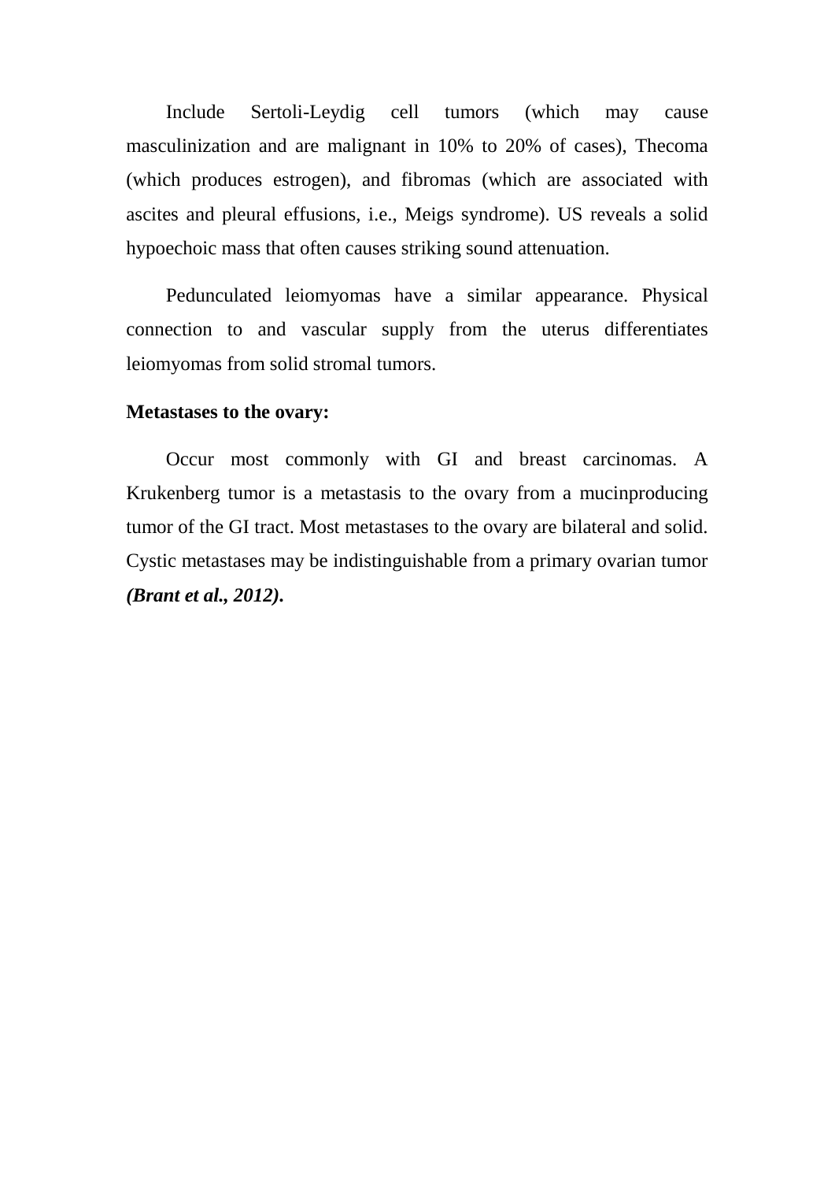Include Sertoli-Leydig cell tumors (which may cause masculinization and are malignant in 10% to 20% of cases), Thecoma (which produces estrogen), and fibromas (which are associated with ascites and pleural effusions, i.e., Meigs syndrome). US reveals a solid hypoechoic mass that often causes striking sound attenuation.

Pedunculated leiomyomas have a similar appearance. Physical connection to and vascular supply from the uterus differentiates leiomyomas from solid stromal tumors.

**Metastases to the ovary:**

Occur most commonly with GI and breast carcinomas. A Krukenberg tumor is a metastasis to the ovary from a mucinproducing tumor of the GI tract. Most metastases to the ovary are bilateral and solid. Cystic metastases may be indistinguishable from a primary ovarian tumor ***(Brant et al., 2012).***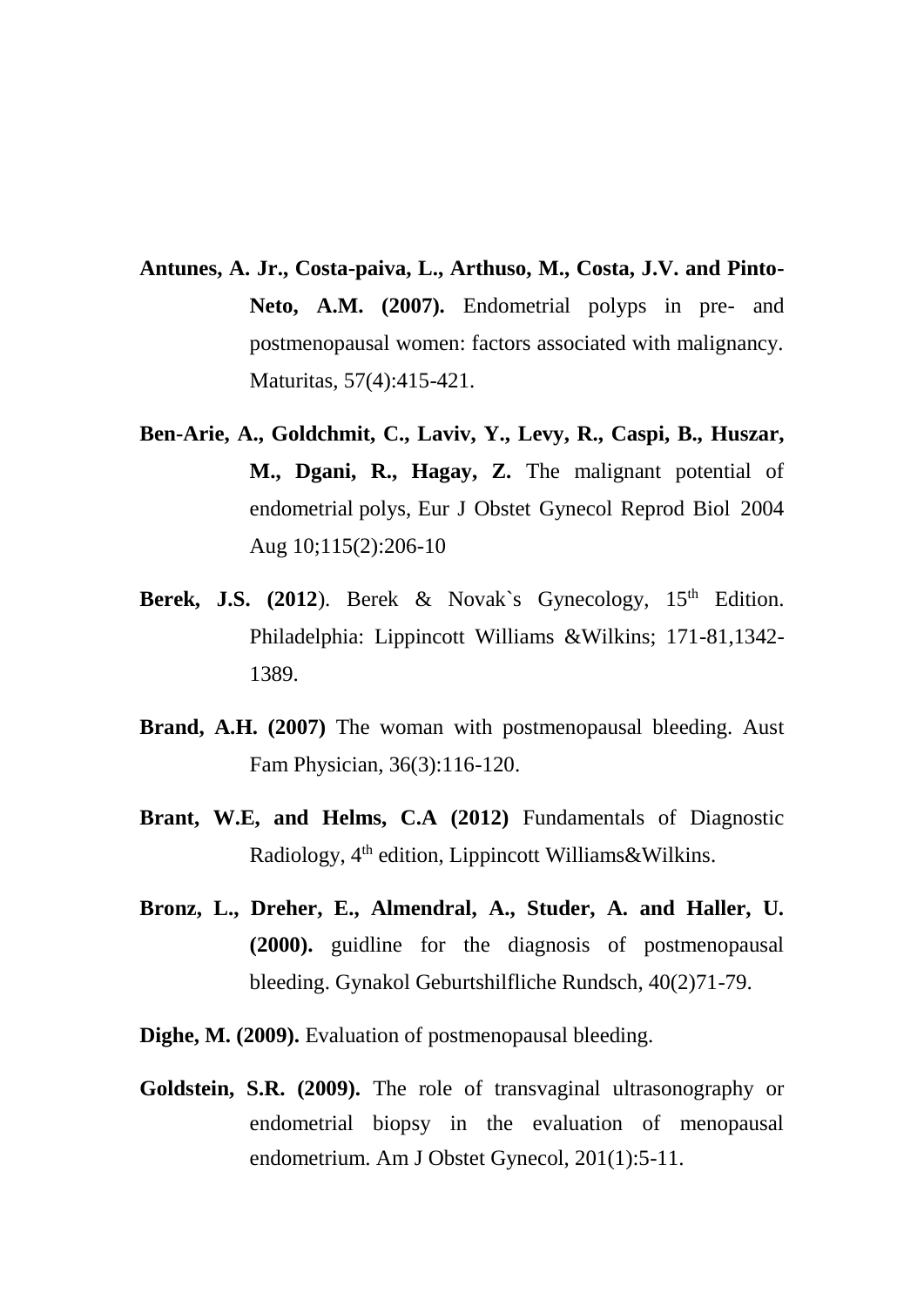**Antunes, A. Jr., Costa-paiva, L., Arthuso, M., Costa, J.V. and Pinto-Neto, A.M. (2007).** Endometrial polyps in pre- and postmenopausal women: factors associated with malignancy. Maturitas, 57(4):415-421.

**Ben-Arie, A., Goldchmit, C., Laviv, Y., Levy, R., Caspi, B., Huszar, M., Dgani, R., Hagay, Z.** The malignant potential of endometrial polys, Eur J Obstet Gynecol Reprod Biol 2004 Aug 10;115(2):206-10

**Berek, J.S. (2012**). Berek & Novak`s Gynecology, 15th Edition. Philadelphia: Lippincott Williams &Wilkins; 171-81,1342-1389.

**Brand, A.H. (2007)** The woman with postmenopausal bleeding. Aust Fam Physician, 36(3):116-120.

**Brant, W.E, and Helms, C.A (2012)** Fundamentals of Diagnostic Radiology, 4th edition, Lippincott Williams&Wilkins.

**Bronz, L., Dreher, E., Almendral, A., Studer, A. and Haller, U. (2000).** guidline for the diagnosis of postmenopausal bleeding. Gynakol Geburtshilfliche Rundsch, 40(2)71-79.

**Dighe, M. (2009).** Evaluation of postmenopausal bleeding.

**Goldstein, S.R. (2009).** The role of transvaginal ultrasonography or endometrial biopsy in the evaluation of menopausal endometrium. Am J Obstet Gynecol, 201(1):5-11.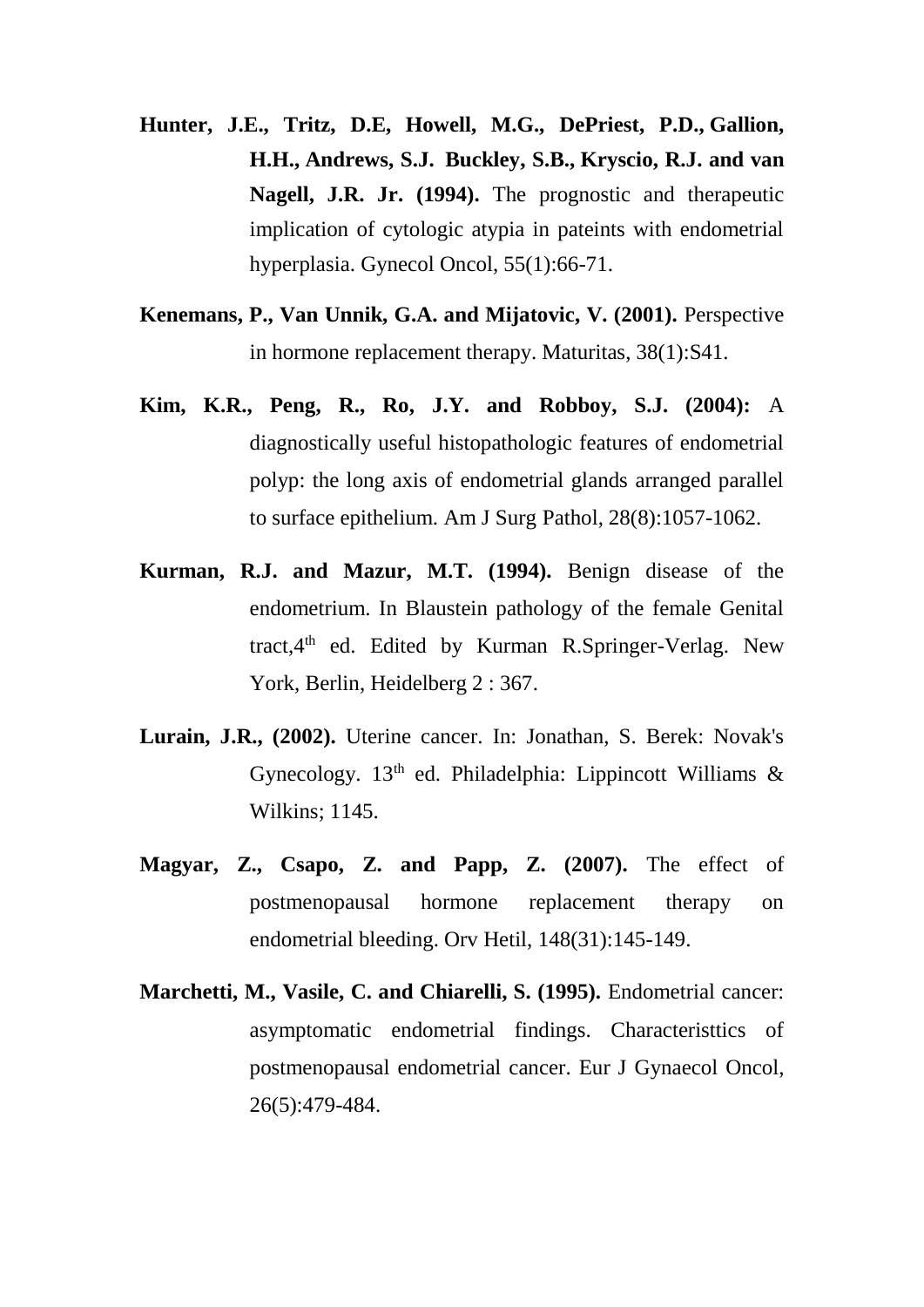**Hunter, J.E., Tritz, D.E, Howell, M.G., DePriest, P.D., Gallion, H.H., Andrews, S.J. Buckley, S.B., Kryscio, R.J. and van Nagell, J.R. Jr. (1994).** The prognostic and therapeutic implication of cytologic atypia in pateints with endometrial hyperplasia. Gynecol Oncol, 55(1):66-71.

**Kenemans, P., Van Unnik, G.A. and Mijatovic, V. (2001).** Perspective in hormone replacement therapy. Maturitas, 38(1):S41.

**Kim, K.R., Peng, R., Ro, J.Y. and Robboy, S.J. (2004):** A diagnostically useful histopathologic features of endometrial polyp: the long axis of endometrial glands arranged parallel to surface epithelium. Am J Surg Pathol, 28(8):1057-1062.

**Kurman, R.J. and Mazur, M.T. (1994).** Benign disease of the endometrium. In Blaustein pathology of the female Genital tract,4th ed. Edited by Kurman R.Springer-Verlag. New York, Berlin, Heidelberg 2 : 367.

**Lurain, J.R., (2002).** Uterine cancer. In: Jonathan, S. Berek: Novak's Gynecology. 13th ed. Philadelphia: Lippincott Williams & Wilkins; 1145.

**Magyar, Z., Csapo, Z. and Papp, Z. (2007).** The effect of postmenopausal hormone replacement therapy on endometrial bleeding. Orv Hetil, 148(31):145-149.

**Marchetti, M., Vasile, C. and Chiarelli, S. (1995).** Endometrial cancer: asymptomatic endometrial findings. Characteristtics of postmenopausal endometrial cancer. Eur J Gynaecol Oncol, 26(5):479-484.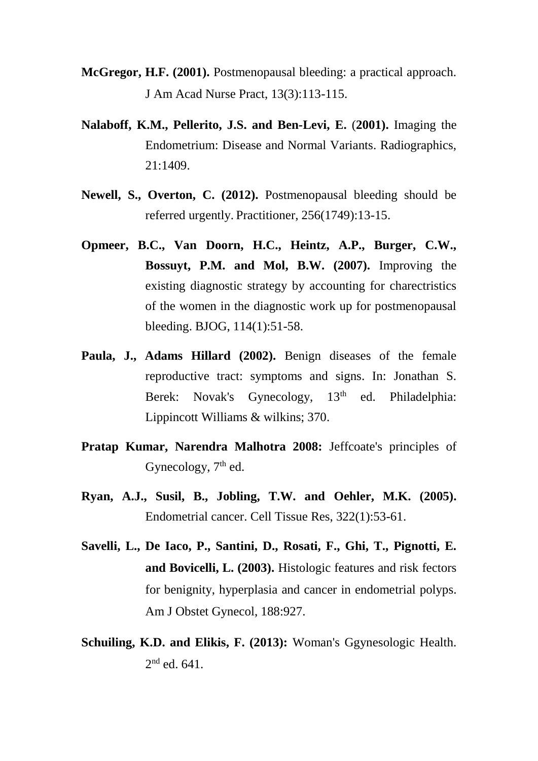**McGregor, H.F. (2001).** Postmenopausal bleeding: a practical approach. J Am Acad Nurse Pract, 13(3):113-115.

**Nalaboff, K.M., Pellerito, J.S. and Ben-Levi, E.** (**2001).** Imaging the Endometrium: Disease and Normal Variants. Radiographics, 21:1409.

**Newell, S., Overton, C. (2012).** Postmenopausal bleeding should be referred urgently. Practitioner, 256(1749):13-15.

**Opmeer, B.C., Van Doorn, H.C., Heintz, A.P., Burger, C.W., Bossuyt, P.M. and Mol, B.W. (2007).** Improving the existing diagnostic strategy by accounting for charectristics of the women in the diagnostic work up for postmenopausal bleeding. BJOG, 114(1):51-58.

**Paula, J., Adams Hillard (2002).** Benign diseases of the female reproductive tract: symptoms and signs. In: Jonathan S. Berek: Novak's Gynecology, 13th ed. Philadelphia: Lippincott Williams & wilkins; 370.

**Pratap Kumar, Narendra Malhotra 2008:** Jeffcoate's principles of Gynecology, 7th ed.

**Ryan, A.J., Susil, B., Jobling, T.W. and Oehler, M.K. (2005).** Endometrial cancer. Cell Tissue Res, 322(1):53-61.

**Savelli, L., De Iaco, P., Santini, D., Rosati, F., Ghi, T., Pignotti, E. and Bovicelli, L. (2003).** Histologic features and risk fectors for benignity, hyperplasia and cancer in endometrial polyps. Am J Obstet Gynecol, 188:927.

**Schuiling, K.D. and Elikis, F. (2013):** Woman's Ggynesologic Health. 2nd ed. 641.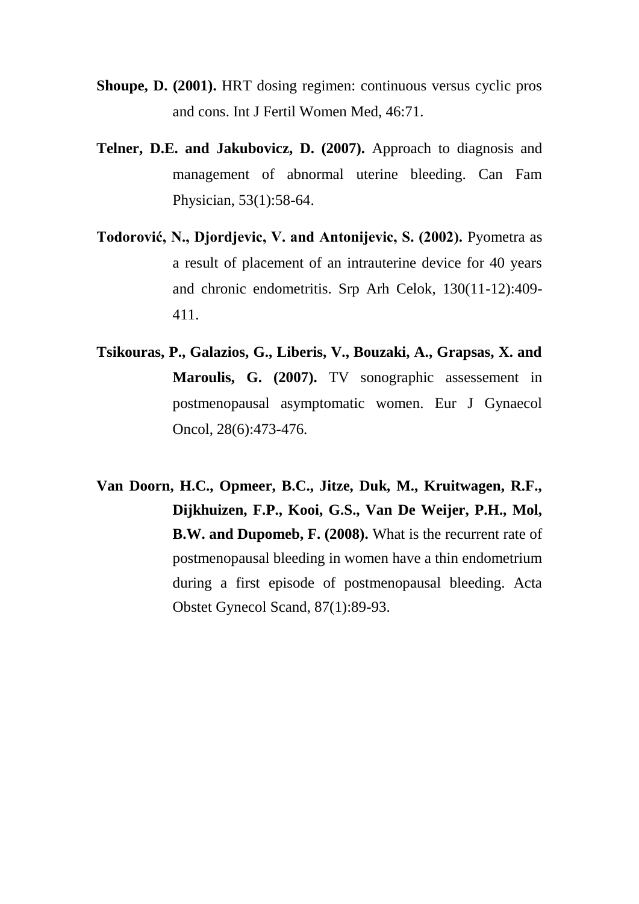**Shoupe, D. (2001).** HRT dosing regimen: continuous versus cyclic pros and cons. Int J Fertil Women Med, 46:71.

**Telner, D.E. and Jakubovicz, D. (2007).** Approach to diagnosis and management of abnormal uterine bleeding. Can Fam Physician, 53(1):58-64.

**Todorović, N., Djordjevic, V. and Antonijevic, S. (2002).** Pyometra as a result of placement of an intrauterine device for 40 years and chronic endometritis. Srp Arh Celok, 130(11-12):409-411.

**Tsikouras, P., Galazios, G., Liberis, V., Bouzaki, A., Grapsas, X. and Maroulis, G. (2007).** TV sonographic assessement in postmenopausal asymptomatic women. Eur J Gynaecol Oncol, 28(6):473-476.

**Van Doorn, H.C., Opmeer, B.C., Jitze, Duk, M., Kruitwagen, R.F., Dijkhuizen, F.P., Kooi, G.S., Van De Weijer, P.H., Mol, B.W. and Dupomeb, F. (2008).** What is the recurrent rate of postmenopausal bleeding in women have a thin endometrium during a first episode of postmenopausal bleeding. Acta Obstet Gynecol Scand, 87(1):89-93.